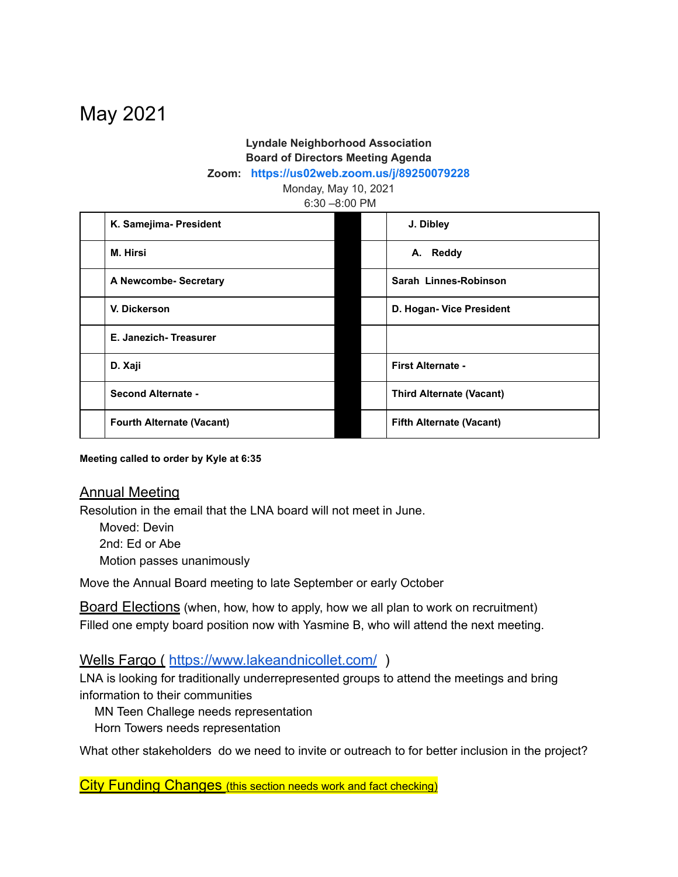# May 2021

**Lyndale Neighborhood Association**
**Board of Directors Meeting Agenda**
**Zoom: https://us02web.zoom.us/j/89250079228**
Monday, May 10, 2021
6:30 –8:00 PM

| | | | | |
|---|---|---|---|---|
| | **K. Samejima- President** | | | **J. Dibley** |
| | **M. Hirsi** | | | **A. Reddy** |
| | **A Newcombe- Secretary** | | | **Sarah Linnes-Robinson** |
| | **V. Dickerson** | | | **D. Hogan- Vice President** |
| | **E. Janezich- Treasurer** | | | |
| | **D. Xaji** | | | **First Alternate -** |
| | **Second Alternate -** | | | **Third Alternate (Vacant)** |
| | **Fourth Alternate (Vacant)** | | | **Fifth Alternate (Vacant)** |

**Meeting called to order by Kyle at 6:35**

## Annual Meeting

Resolution in the email that the LNA board will not meet in June.

- Moved: Devin
- 2nd: Ed or Abe
- Motion passes unanimously

Move the Annual Board meeting to late September or early October

## Board Elections (when, how, how to apply, how we all plan to work on recruitment)

Filled one empty board position now with Yasmine B, who will attend the next meeting.

## Wells Fargo ( https://www.lakeandnicollet.com/ )

LNA is looking for traditionally underrepresented groups to attend the meetings and bring information to their communities

- MN Teen Challege needs representation
- Horn Towers needs representation

What other stakeholders do we need to invite or outreach to for better inclusion in the project?

## City Funding Changes (this section needs work and fact checking)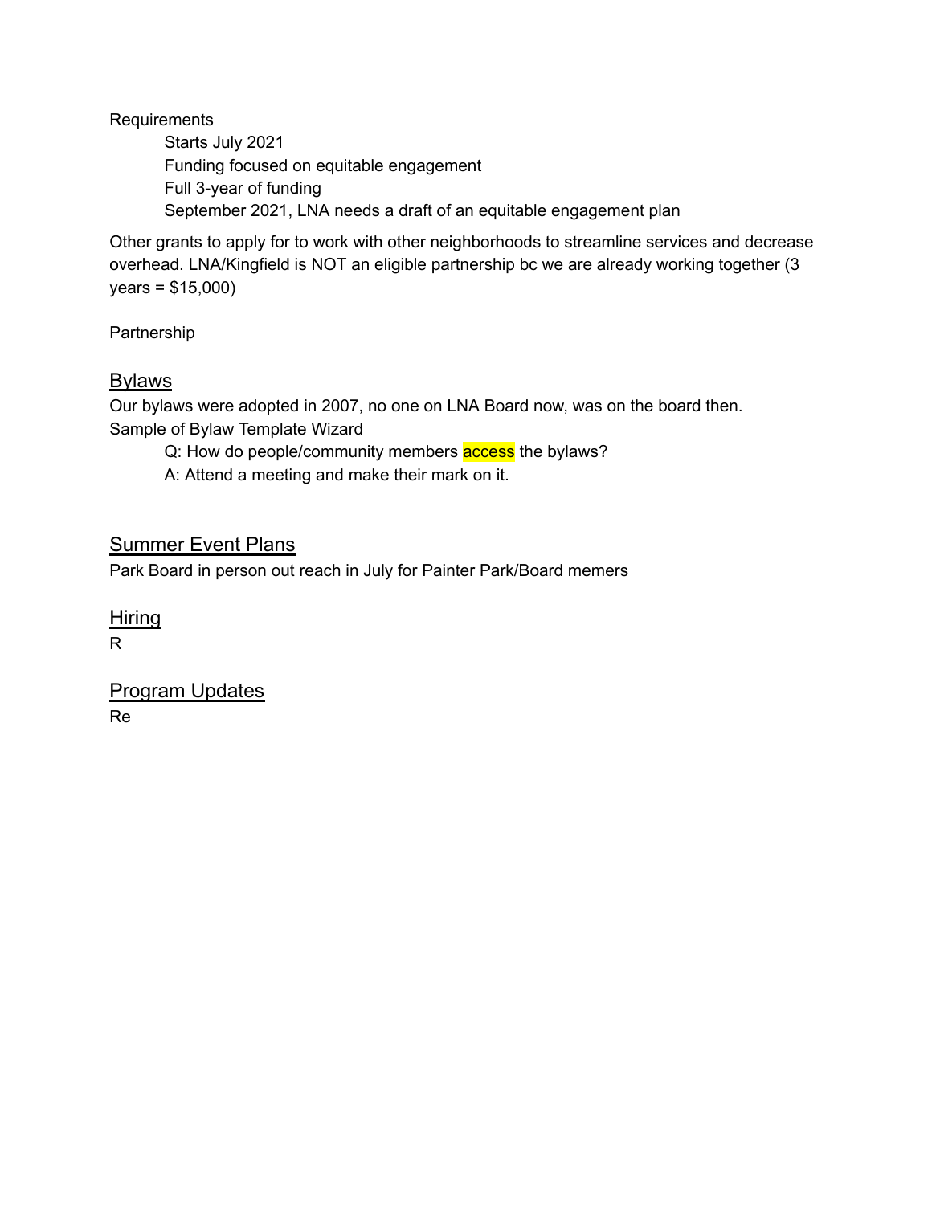Requirements

- Starts July 2021
- Funding focused on equitable engagement
- Full 3-year of funding
- September 2021, LNA needs a draft of an equitable engagement plan

Other grants to apply for to work with other neighborhoods to streamline services and decrease overhead. LNA/Kingfield is NOT an eligible partnership bc we are already working together (3 years = $15,000)

Partnership

## Bylaws

Our bylaws were adopted in 2007, no one on LNA Board now, was on the board then.
Sample of Bylaw Template Wizard

Q: How do people/community members access the bylaws?

A: Attend a meeting and make their mark on it.

## Summer Event Plans

Park Board in person out reach in July for Painter Park/Board memers

## Hiring

R

## Program Updates

Re